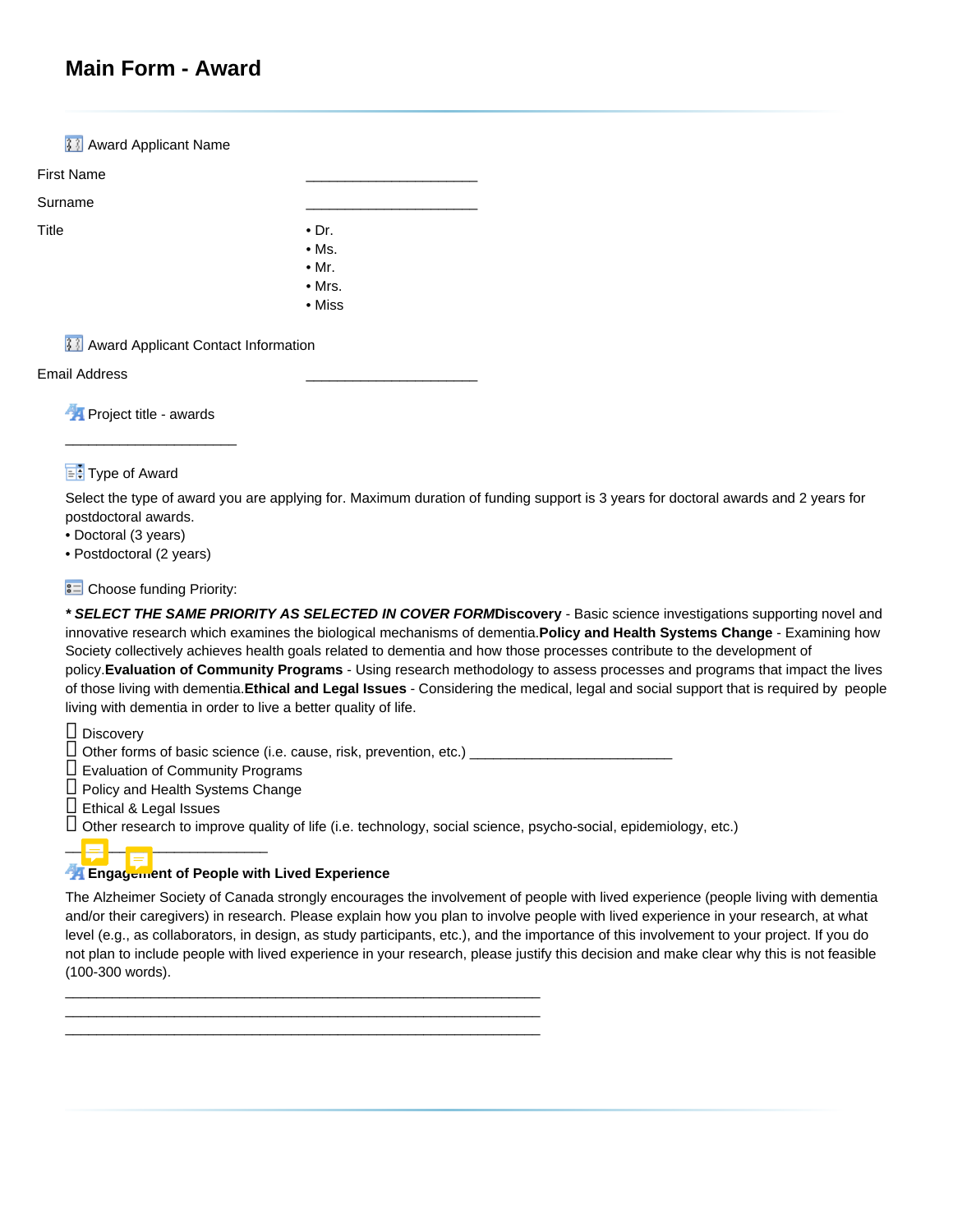# Main Form - Award

Award Applicant Name

First Name \_\_\_\_\_\_\_\_\_\_\_\_\_\_\_\_\_\_\_\_\_\_

Surname \_\_\_\_\_\_\_\_\_\_\_\_\_\_\_\_\_\_\_\_\_\_

Title
- Dr.
- Ms.
- Mr.
- Mrs.
- Miss

Award Applicant Contact Information

Email Address \_\_\_\_\_\_\_\_\_\_\_\_\_\_\_\_\_\_\_\_\_\_

Project title - awards

\_\_\_\_\_\_\_\_\_\_\_\_\_\_\_\_\_\_\_\_\_\_

Type of Award

Select the type of award you are applying for. Maximum duration of funding support is 3 years for doctoral awards and 2 years for postdoctoral awards.

- Doctoral (3 years)
- Postdoctoral (2 years)

Choose funding Priority:

***SELECT THE SAME PRIORITY AS SELECTED IN COVER FORM*****Discovery** - Basic science investigations supporting novel and innovative research which examines the biological mechanisms of dementia.**Policy and Health Systems Change** - Examining how Society collectively achieves health goals related to dementia and how those processes contribute to the development of policy.**Evaluation of Community Programs** - Using research methodology to assess processes and programs that impact the lives of those living with dementia.**Ethical and Legal Issues** - Considering the medical, legal and social support that is required by people living with dementia in order to live a better quality of life.

- ☐ Discovery
- ☐ Other forms of basic science (i.e. cause, risk, prevention, etc.) \_\_\_\_\_\_\_\_\_\_\_\_\_\_\_\_\_\_\_\_\_\_\_\_\_\_
- ☐ Evaluation of Community Programs
- ☐ Policy and Health Systems Change
- ☐ Ethical & Legal Issues
- ☐ Other research to improve quality of life (i.e. technology, social science, psycho-social, epidemiology, etc.)

\_\_\_\_\_\_\_\_\_\_\_\_\_\_\_\_\_\_\_\_\_\_\_\_\_\_

**Engagement of People with Lived Experience**

The Alzheimer Society of Canada strongly encourages the involvement of people with lived experience (people living with dementia and/or their caregivers) in research. Please explain how you plan to involve people with lived experience in your research, at what level (e.g., as collaborators, in design, as study participants, etc.), and the importance of this involvement to your project. If you do not plan to include people with lived experience in your research, please justify this decision and make clear why this is not feasible (100-300 words).

\_\_\_\_\_\_\_\_\_\_\_\_\_\_\_\_\_\_\_\_\_\_\_\_\_\_\_\_\_\_\_\_\_\_\_\_\_\_\_\_\_\_\_\_\_\_\_\_\_\_\_\_\_\_\_\_\_\_\_\_
\_\_\_\_\_\_\_\_\_\_\_\_\_\_\_\_\_\_\_\_\_\_\_\_\_\_\_\_\_\_\_\_\_\_\_\_\_\_\_\_\_\_\_\_\_\_\_\_\_\_\_\_\_\_\_\_\_\_\_\_
\_\_\_\_\_\_\_\_\_\_\_\_\_\_\_\_\_\_\_\_\_\_\_\_\_\_\_\_\_\_\_\_\_\_\_\_\_\_\_\_\_\_\_\_\_\_\_\_\_\_\_\_\_\_\_\_\_\_\_\_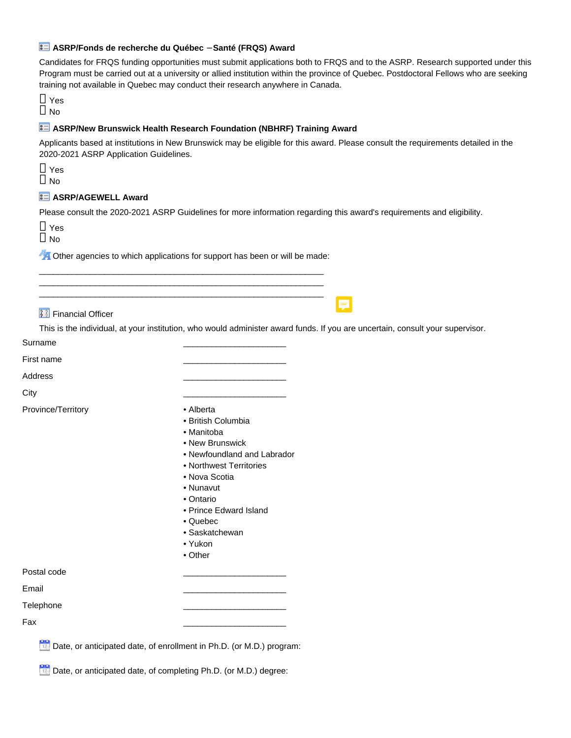**ASRP/Fonds de recherche du Québec – Santé (FRQS) Award**

Candidates for FRQS funding opportunities must submit applications both to FRQS and to the ASRP. Research supported under this Program must be carried out at a university or allied institution within the province of Quebec. Postdoctoral Fellows who are seeking training not available in Quebec may conduct their research anywhere in Canada.

- [ ] Yes
- [ ] No

**ASRP/New Brunswick Health Research Foundation (NBHRF) Training Award**

Applicants based at institutions in New Brunswick may be eligible for this award. Please consult the requirements detailed in the 2020-2021 ASRP Application Guidelines.

- [ ] Yes
- [ ] No

**ASRP/AGEWELL Award**

Please consult the 2020-2021 ASRP Guidelines for more information regarding this award's requirements and eligibility.

- [ ] Yes
- [ ] No

Other agencies to which applications for support has been or will be made:

________________________________________________________________
________________________________________________________________
________________________________________________________________

Financial Officer

This is the individual, at your institution, who would administer award funds. If you are uncertain, consult your supervisor.

Surname ______________________

First name ______________________

Address ______________________

City ______________________

Province/Territory
- Alberta
- British Columbia
- Manitoba
- New Brunswick
- Newfoundland and Labrador
- Northwest Territories
- Nova Scotia
- Nunavut
- Ontario
- Prince Edward Island
- Quebec
- Saskatchewan
- Yukon
- Other

Postal code ______________________

Email ______________________

Telephone ______________________

Fax ______________________

Date, or anticipated date, of enrollment in Ph.D. (or M.D.) program:

Date, or anticipated date, of completing Ph.D. (or M.D.) degree: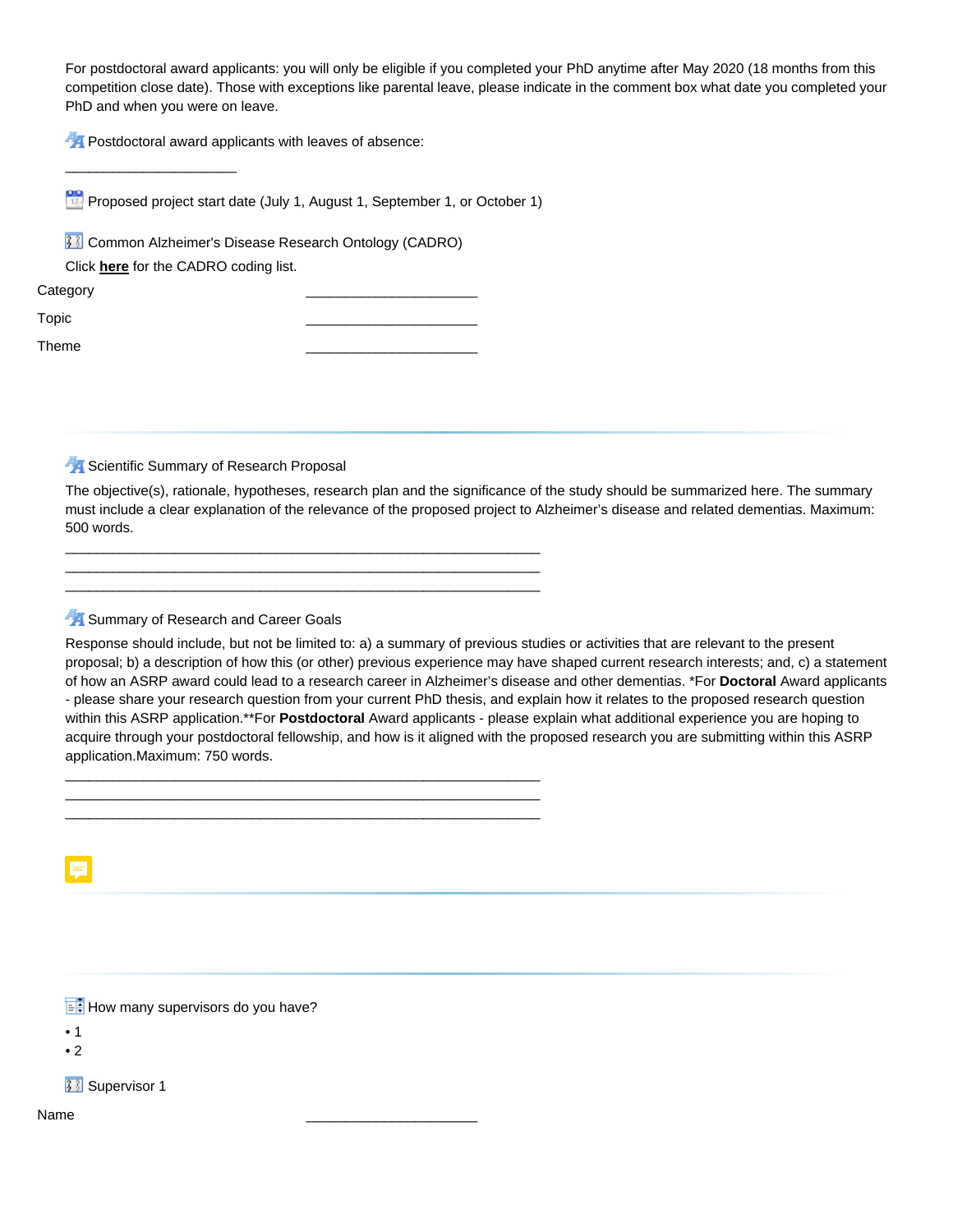For postdoctoral award applicants: you will only be eligible if you completed your PhD anytime after May 2020 (18 months from this competition close date). Those with exceptions like parental leave, please indicate in the comment box what date you completed your PhD and when you were on leave.

Postdoctoral award applicants with leaves of absence:

______________________

Proposed project start date (July 1, August 1, September 1, or October 1)

Common Alzheimer's Disease Research Ontology (CADRO)

Click **here** for the CADRO coding list.

| | |
|---|---|
| Category | ______________________ |
| Topic | ______________________ |
| Theme | ______________________ |

---

Scientific Summary of Research Proposal

The objective(s), rationale, hypotheses, research plan and the significance of the study should be summarized here. The summary must include a clear explanation of the relevance of the proposed project to Alzheimer's disease and related dementias. Maximum: 500 words.

____________________________________________________________
____________________________________________________________
____________________________________________________________

Summary of Research and Career Goals

Response should include, but not be limited to: a) a summary of previous studies or activities that are relevant to the present proposal; b) a description of how this (or other) previous experience may have shaped current research interests; and, c) a statement of how an ASRP award could lead to a research career in Alzheimer's disease and other dementias. *For **Doctoral** Award applicants - please share your research question from your current PhD thesis, and explain how it relates to the proposed research question within this ASRP application.**For **Postdoctoral** Award applicants - please explain what additional experience you are hoping to acquire through your postdoctoral fellowship, and how is it aligned with the proposed research you are submitting within this ASRP application.Maximum: 750 words.

____________________________________________________________
____________________________________________________________
____________________________________________________________

---

---

How many supervisors do you have?

- 1
- 2

Supervisor 1

| | |
|---|---|
| Name | ______________________ |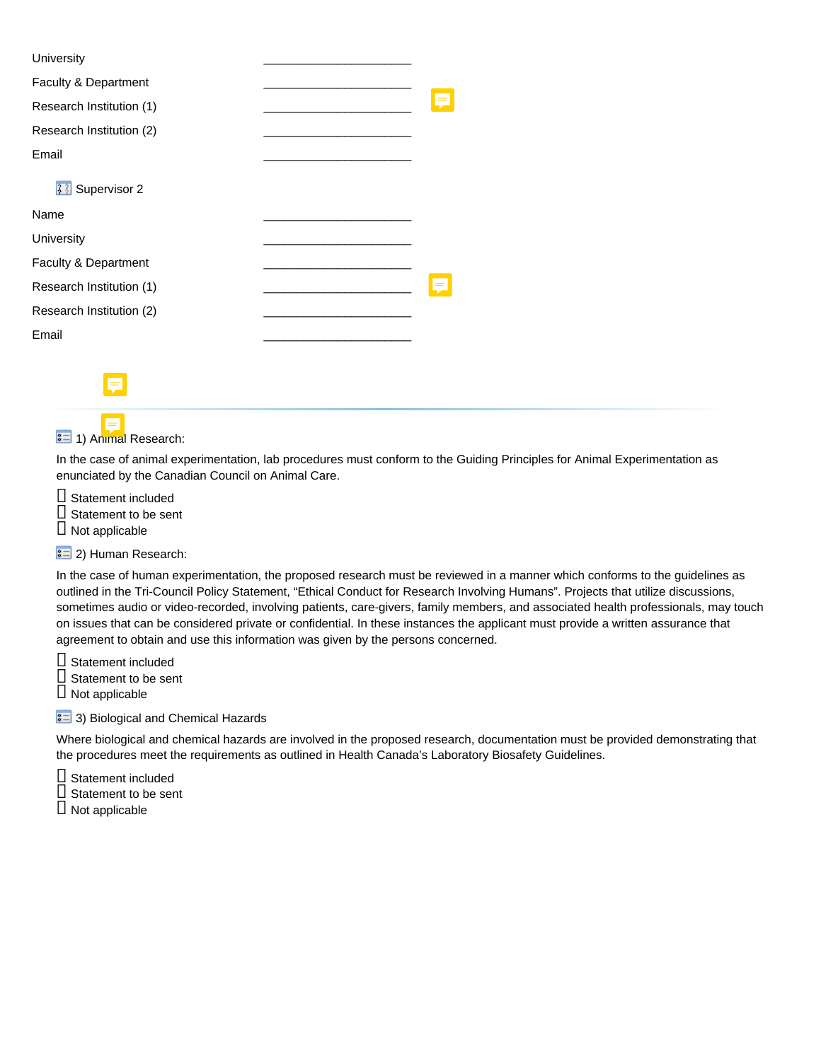University ______________________

Faculty & Department ______________________

Research Institution (1) ______________________

Research Institution (2) ______________________

Email ______________________

### Supervisor 2

Name ______________________

University ______________________

Faculty & Department ______________________

Research Institution (1) ______________________

Research Institution (2) ______________________

Email ______________________

---

### 1) Animal Research:

In the case of animal experimentation, lab procedures must conform to the Guiding Principles for Animal Experimentation as enunciated by the Canadian Council on Animal Care.

- [ ] Statement included
- [ ] Statement to be sent
- [ ] Not applicable

### 2) Human Research:

In the case of human experimentation, the proposed research must be reviewed in a manner which conforms to the guidelines as outlined in the Tri-Council Policy Statement, "Ethical Conduct for Research Involving Humans". Projects that utilize discussions, sometimes audio or video-recorded, involving patients, care-givers, family members, and associated health professionals, may touch on issues that can be considered private or confidential. In these instances the applicant must provide a written assurance that agreement to obtain and use this information was given by the persons concerned.

- [ ] Statement included
- [ ] Statement to be sent
- [ ] Not applicable

### 3) Biological and Chemical Hazards

Where biological and chemical hazards are involved in the proposed research, documentation must be provided demonstrating that the procedures meet the requirements as outlined in Health Canada's Laboratory Biosafety Guidelines.

- [ ] Statement included
- [ ] Statement to be sent
- [ ] Not applicable